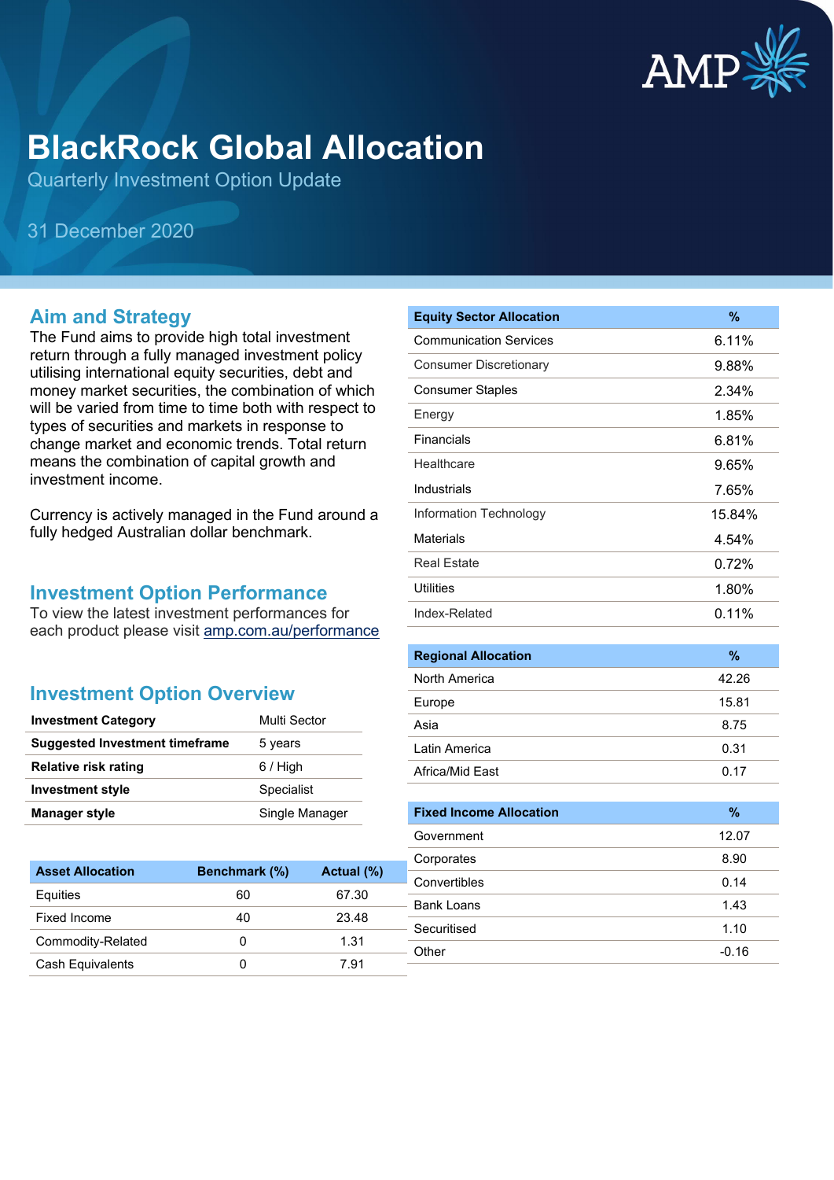# BlackRock Global Allocation

Quarterly Investment Option Update

31 December 2020

## Aim and Strategy

The Fund aims to provide high total investment return through a fully managed investment policy utilising international equity securities, debt and money market securities, the combination of which will be varied from time to time both with respect to types of securities and markets in response to change market and economic trends. Total return means the combination of capital growth and investment income.

Currency is actively managed in the Fund around a fully hedged Australian dollar benchmark.

## Investment Option Performance

To view the latest investment performances for each product please visit amp.com.au/performance

## Investment Option Overview

| | |
|---|---|
| **Investment Category** | Multi Sector |
| **Suggested Investment timeframe** | 5 years |
| **Relative risk rating** | 6 / High |
| **Investment style** | Specialist |
| **Manager style** | Single Manager |

| Asset Allocation | Benchmark (%) | Actual (%) |
|---|---|---|
| Equities | 60 | 67.30 |
| Fixed Income | 40 | 23.48 |
| Commodity-Related | 0 | 1.31 |
| Cash Equivalents | 0 | 7.91 |

| Equity Sector Allocation | % |
|---|---|
| Communication Services | 6.11% |
| Consumer Discretionary | 9.88% |
| Consumer Staples | 2.34% |
| Energy | 1.85% |
| Financials | 6.81% |
| Healthcare | 9.65% |
| Industrials | 7.65% |
| Information Technology | 15.84% |
| Materials | 4.54% |
| Real Estate | 0.72% |
| Utilities | 1.80% |
| Index-Related | 0.11% |

| Regional Allocation | % |
|---|---|
| North America | 42.26 |
| Europe | 15.81 |
| Asia | 8.75 |
| Latin America | 0.31 |
| Africa/Mid East | 0.17 |

| Fixed Income Allocation | % |
|---|---|
| Government | 12.07 |
| Corporates | 8.90 |
| Convertibles | 0.14 |
| Bank Loans | 1.43 |
| Securitised | 1.10 |
| Other | -0.16 |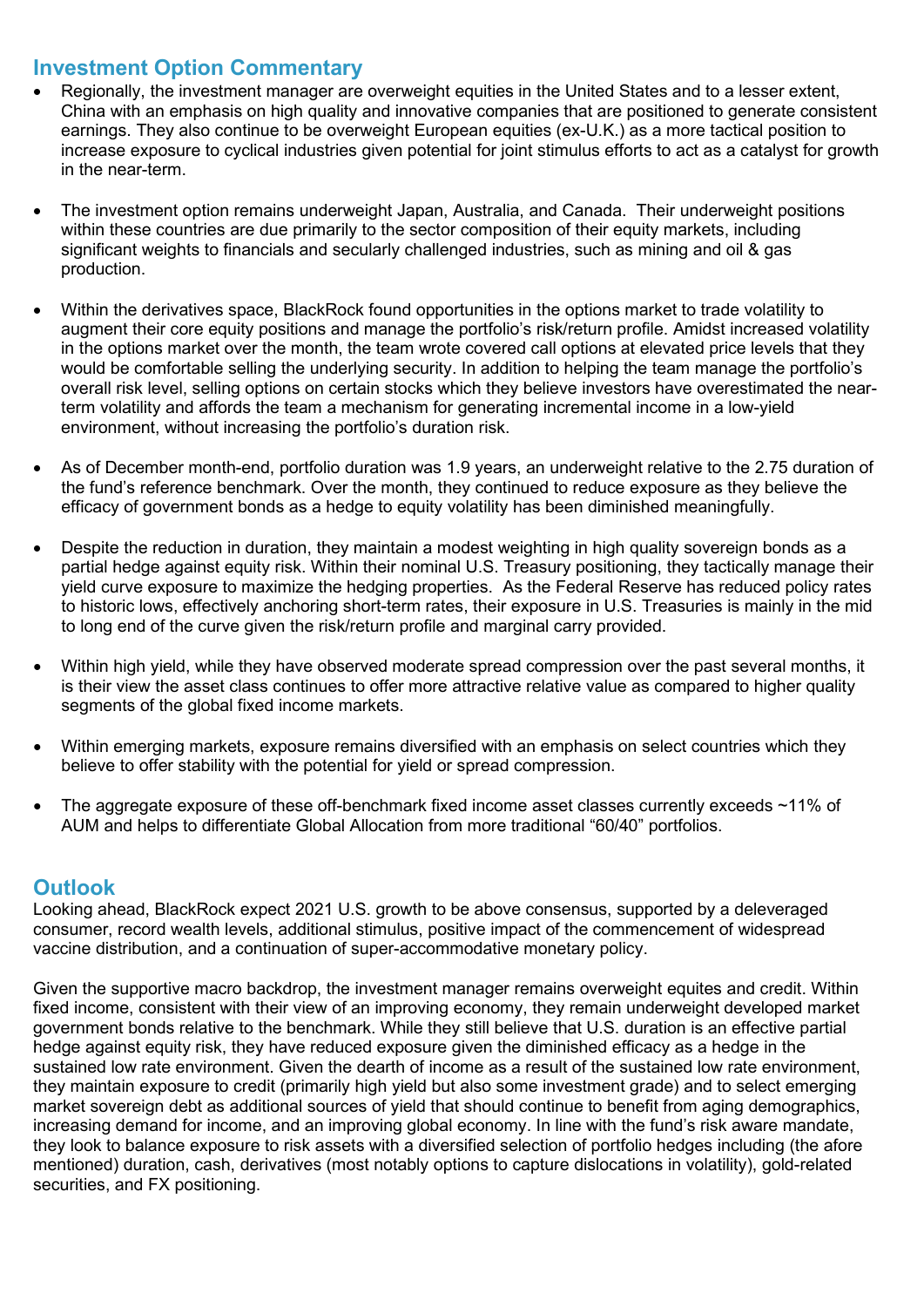## Investment Option Commentary

- Regionally, the investment manager are overweight equities in the United States and to a lesser extent, China with an emphasis on high quality and innovative companies that are positioned to generate consistent earnings. They also continue to be overweight European equities (ex-U.K.) as a more tactical position to increase exposure to cyclical industries given potential for joint stimulus efforts to act as a catalyst for growth in the near-term.

- The investment option remains underweight Japan, Australia, and Canada. Their underweight positions within these countries are due primarily to the sector composition of their equity markets, including significant weights to financials and secularly challenged industries, such as mining and oil & gas production.

- Within the derivatives space, BlackRock found opportunities in the options market to trade volatility to augment their core equity positions and manage the portfolio's risk/return profile. Amidst increased volatility in the options market over the month, the team wrote covered call options at elevated price levels that they would be comfortable selling the underlying security. In addition to helping the team manage the portfolio's overall risk level, selling options on certain stocks which they believe investors have overestimated the near-term volatility and affords the team a mechanism for generating incremental income in a low-yield environment, without increasing the portfolio's duration risk.

- As of December month-end, portfolio duration was 1.9 years, an underweight relative to the 2.75 duration of the fund's reference benchmark. Over the month, they continued to reduce exposure as they believe the efficacy of government bonds as a hedge to equity volatility has been diminished meaningfully.

- Despite the reduction in duration, they maintain a modest weighting in high quality sovereign bonds as a partial hedge against equity risk. Within their nominal U.S. Treasury positioning, they tactically manage their yield curve exposure to maximize the hedging properties. As the Federal Reserve has reduced policy rates to historic lows, effectively anchoring short-term rates, their exposure in U.S. Treasuries is mainly in the mid to long end of the curve given the risk/return profile and marginal carry provided.

- Within high yield, while they have observed moderate spread compression over the past several months, it is their view the asset class continues to offer more attractive relative value as compared to higher quality segments of the global fixed income markets.

- Within emerging markets, exposure remains diversified with an emphasis on select countries which they believe to offer stability with the potential for yield or spread compression.

- The aggregate exposure of these off-benchmark fixed income asset classes currently exceeds ~11% of AUM and helps to differentiate Global Allocation from more traditional "60/40" portfolios.

## Outlook

Looking ahead, BlackRock expect 2021 U.S. growth to be above consensus, supported by a deleveraged consumer, record wealth levels, additional stimulus, positive impact of the commencement of widespread vaccine distribution, and a continuation of super-accommodative monetary policy.

Given the supportive macro backdrop, the investment manager remains overweight equites and credit. Within fixed income, consistent with their view of an improving economy, they remain underweight developed market government bonds relative to the benchmark. While they still believe that U.S. duration is an effective partial hedge against equity risk, they have reduced exposure given the diminished efficacy as a hedge in the sustained low rate environment. Given the dearth of income as a result of the sustained low rate environment, they maintain exposure to credit (primarily high yield but also some investment grade) and to select emerging market sovereign debt as additional sources of yield that should continue to benefit from aging demographics, increasing demand for income, and an improving global economy. In line with the fund's risk aware mandate, they look to balance exposure to risk assets with a diversified selection of portfolio hedges including (the afore mentioned) duration, cash, derivatives (most notably options to capture dislocations in volatility), gold-related securities, and FX positioning.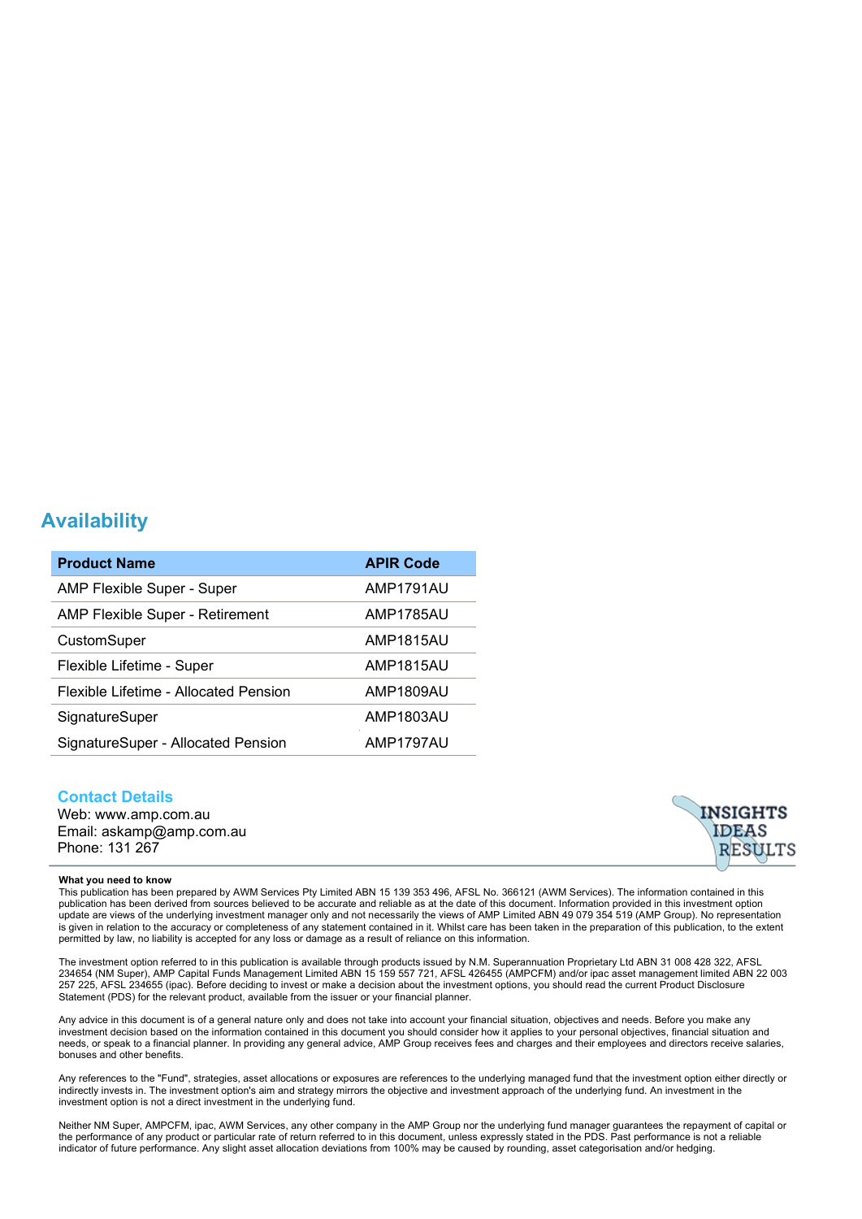## Availability

| Product Name | APIR Code |
|---|---|
| AMP Flexible Super - Super | AMP1791AU |
| AMP Flexible Super - Retirement | AMP1785AU |
| CustomSuper | AMP1815AU |
| Flexible Lifetime - Super | AMP1815AU |
| Flexible Lifetime - Allocated Pension | AMP1809AU |
| SignatureSuper | AMP1803AU |
| SignatureSuper - Allocated Pension | AMP1797AU |

### Contact Details

Web: www.amp.com.au
Email: askamp@amp.com.au
Phone: 131 267

INSIGHTS
IDEAS
RESULTS

**What you need to know**

This publication has been prepared by AWM Services Pty Limited ABN 15 139 353 496, AFSL No. 366121 (AWM Services). The information contained in this publication has been derived from sources believed to be accurate and reliable as at the date of this document. Information provided in this investment option update are views of the underlying investment manager only and not necessarily the views of AMP Limited ABN 49 079 354 519 (AMP Group). No representation is given in relation to the accuracy or completeness of any statement contained in it. Whilst care has been taken in the preparation of this publication, to the extent permitted by law, no liability is accepted for any loss or damage as a result of reliance on this information.

The investment option referred to in this publication is available through products issued by N.M. Superannuation Proprietary Ltd ABN 31 008 428 322, AFSL 234654 (NM Super), AMP Capital Funds Management Limited ABN 15 159 557 721, AFSL 426455 (AMPCFM) and/or ipac asset management limited ABN 22 003 257 225, AFSL 234655 (ipac). Before deciding to invest or make a decision about the investment options, you should read the current Product Disclosure Statement (PDS) for the relevant product, available from the issuer or your financial planner.

Any advice in this document is of a general nature only and does not take into account your financial situation, objectives and needs. Before you make any investment decision based on the information contained in this document you should consider how it applies to your personal objectives, financial situation and needs, or speak to a financial planner. In providing any general advice, AMP Group receives fees and charges and their employees and directors receive salaries, bonuses and other benefits.

Any references to the "Fund", strategies, asset allocations or exposures are references to the underlying managed fund that the investment option either directly or indirectly invests in. The investment option's aim and strategy mirrors the objective and investment approach of the underlying fund. An investment in the investment option is not a direct investment in the underlying fund.

Neither NM Super, AMPCFM, ipac, AWM Services, any other company in the AMP Group nor the underlying fund manager guarantees the repayment of capital or the performance of any product or particular rate of return referred to in this document, unless expressly stated in the PDS. Past performance is not a reliable indicator of future performance. Any slight asset allocation deviations from 100% may be caused by rounding, asset categorisation and/or hedging.